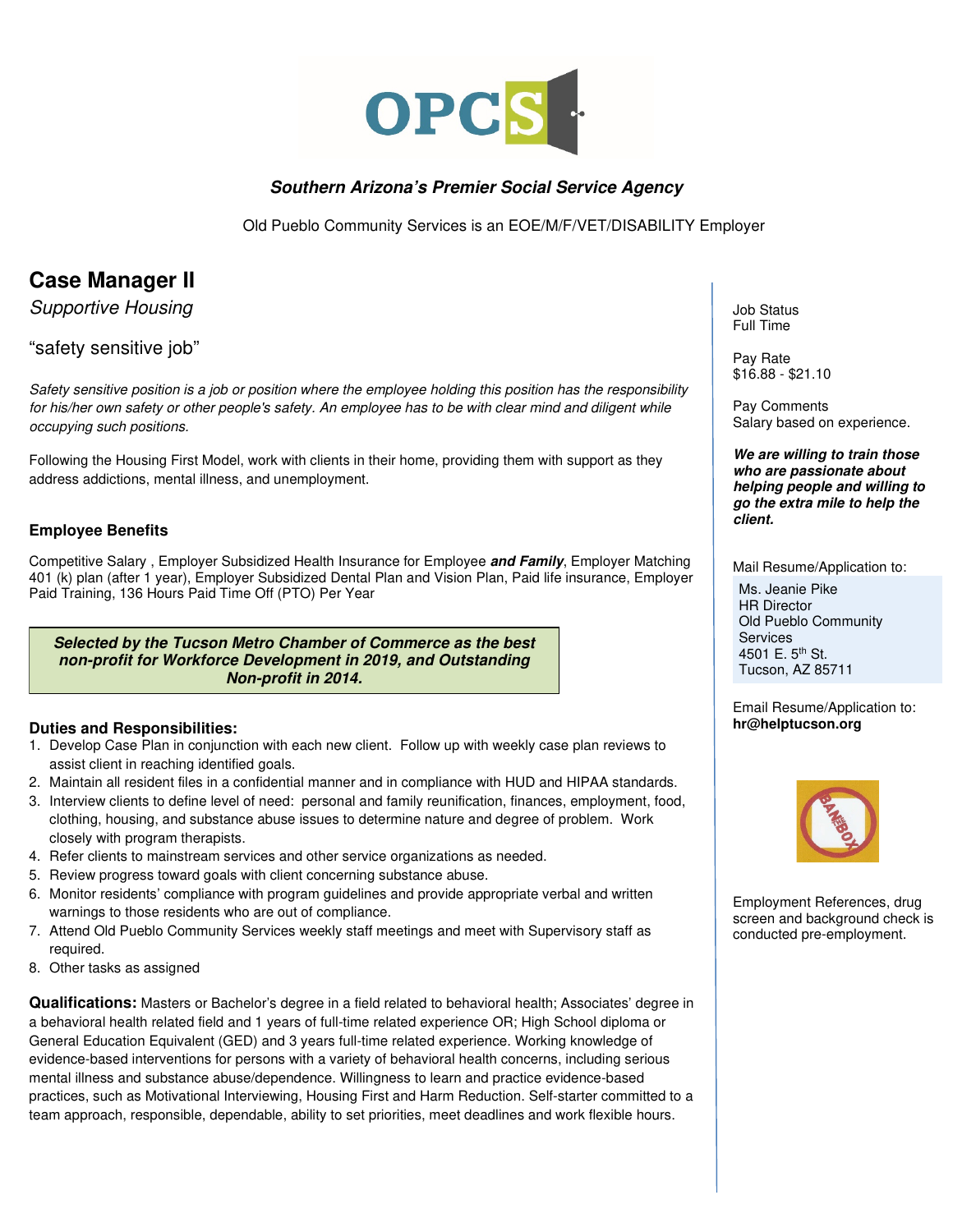OPCS

***Southern Arizona's Premier Social Service Agency***

Old Pueblo Community Services is an EOE/M/F/VET/DISABILITY Employer

# Case Manager II

*Supportive Housing*

"safety sensitive job"

*Safety sensitive position is a job or position where the employee holding this position has the responsibility for his/her own safety or other people's safety. An employee has to be with clear mind and diligent while occupying such positions.*

Following the Housing First Model, work with clients in their home, providing them with support as they address addictions, mental illness, and unemployment.

### Employee Benefits

Competitive Salary , Employer Subsidized Health Insurance for Employee ***and Family***, Employer Matching 401 (k) plan (after 1 year), Employer Subsidized Dental Plan and Vision Plan, Paid life insurance, Employer Paid Training, 136 Hours Paid Time Off (PTO) Per Year

***Selected by the Tucson Metro Chamber of Commerce as the best non-profit for Workforce Development in 2019, and Outstanding Non-profit in 2014.***

### Duties and Responsibilities:

1. Develop Case Plan in conjunction with each new client. Follow up with weekly case plan reviews to assist client in reaching identified goals.
2. Maintain all resident files in a confidential manner and in compliance with HUD and HIPAA standards.
3. Interview clients to define level of need: personal and family reunification, finances, employment, food, clothing, housing, and substance abuse issues to determine nature and degree of problem. Work closely with program therapists.
4. Refer clients to mainstream services and other service organizations as needed.
5. Review progress toward goals with client concerning substance abuse.
6. Monitor residents' compliance with program guidelines and provide appropriate verbal and written warnings to those residents who are out of compliance.
7. Attend Old Pueblo Community Services weekly staff meetings and meet with Supervisory staff as required.
8. Other tasks as assigned

**Qualifications:** Masters or Bachelor's degree in a field related to behavioral health; Associates' degree in a behavioral health related field and 1 years of full-time related experience OR; High School diploma or General Education Equivalent (GED) and 3 years full-time related experience. Working knowledge of evidence-based interventions for persons with a variety of behavioral health concerns, including serious mental illness and substance abuse/dependence. Willingness to learn and practice evidence-based practices, such as Motivational Interviewing, Housing First and Harm Reduction. Self-starter committed to a team approach, responsible, dependable, ability to set priorities, meet deadlines and work flexible hours.

Job Status
Full Time

Pay Rate
$16.88 - $21.10

Pay Comments
Salary based on experience.

***We are willing to train those who are passionate about helping people and willing to go the extra mile to help the client.***

Mail Resume/Application to:

Ms. Jeanie Pike
HR Director
Old Pueblo Community Services
4501 E. 5th St.
Tucson, AZ 85711

Email Resume/Application to:
**hr@helptucson.org**

BAN THE BOX

Employment References, drug screen and background check is conducted pre-employment.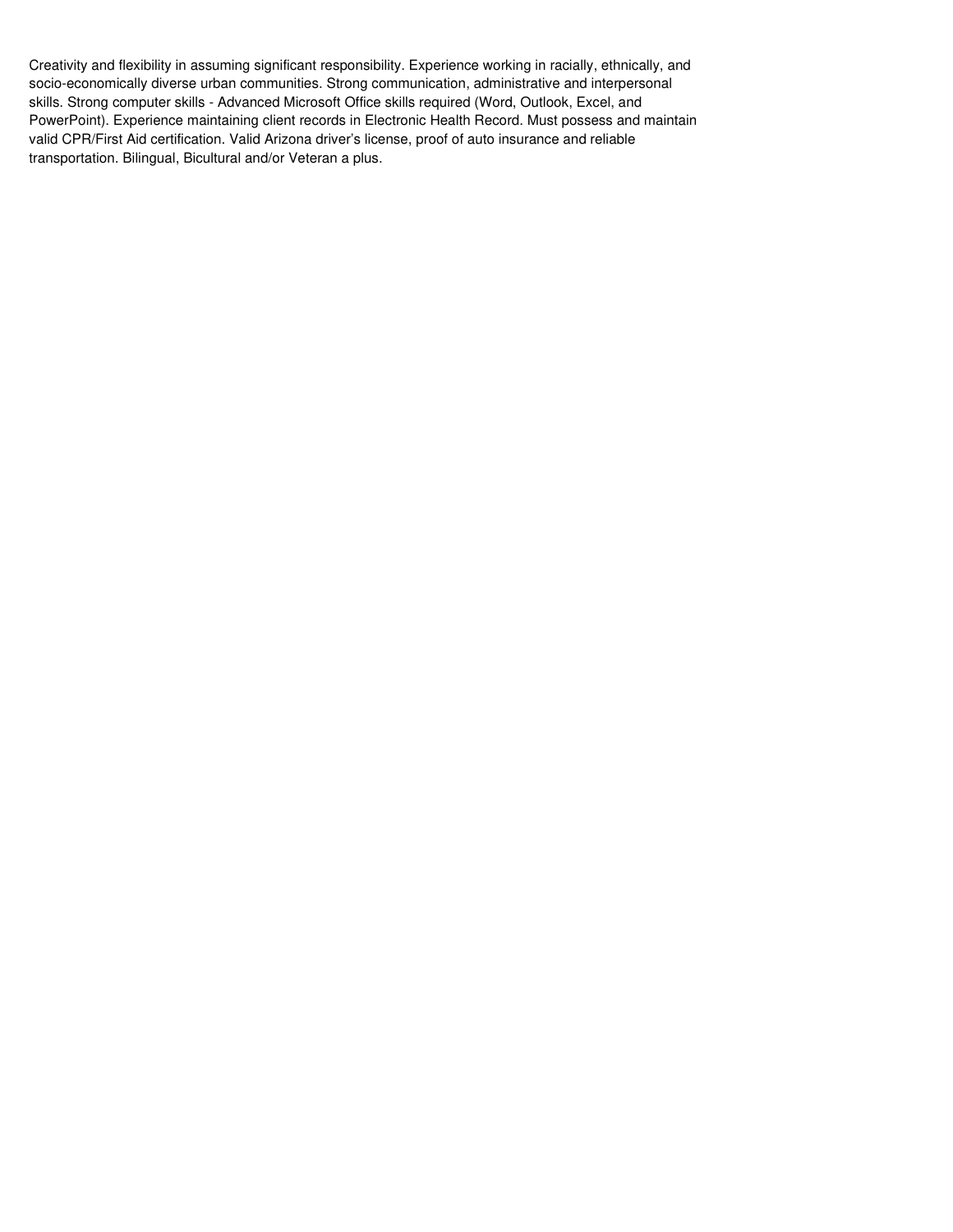Creativity and flexibility in assuming significant responsibility. Experience working in racially, ethnically, and socio-economically diverse urban communities. Strong communication, administrative and interpersonal skills. Strong computer skills - Advanced Microsoft Office skills required (Word, Outlook, Excel, and PowerPoint). Experience maintaining client records in Electronic Health Record. Must possess and maintain valid CPR/First Aid certification. Valid Arizona driver's license, proof of auto insurance and reliable transportation. Bilingual, Bicultural and/or Veteran a plus.